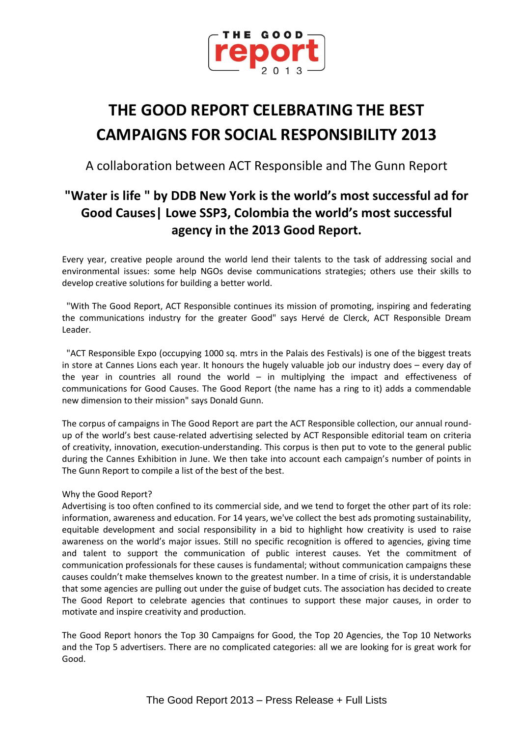# THE GOOD REPORT CELEBRATING THE BEST CAMPAIGNS FOR SOCIAL RESPONSIBILITY 2013

A collaboration between ACT Responsible and The Gunn Report

## "Water is life " by DDB New York is the world's most successful ad for Good Causes| Lowe SSP3, Colombia the world's most successful agency in the 2013 Good Report.

Every year, creative people around the world lend their talents to the task of addressing social and environmental issues: some help NGOs devise communications strategies; others use their skills to develop creative solutions for building a better world.

"With The Good Report, ACT Responsible continues its mission of promoting, inspiring and federating the communications industry for the greater Good" says Hervé de Clerck, ACT Responsible Dream Leader.

"ACT Responsible Expo (occupying 1000 sq. mtrs in the Palais des Festivals) is one of the biggest treats in store at Cannes Lions each year. It honours the hugely valuable job our industry does – every day of the year in countries all round the world – in multiplying the impact and effectiveness of communications for Good Causes. The Good Report (the name has a ring to it) adds a commendable new dimension to their mission" says Donald Gunn.

The corpus of campaigns in The Good Report are part the ACT Responsible collection, our annual round-up of the world's best cause-related advertising selected by ACT Responsible editorial team on criteria of creativity, innovation, execution-understanding. This corpus is then put to vote to the general public during the Cannes Exhibition in June. We then take into account each campaign's number of points in The Gunn Report to compile a list of the best of the best.

Why the Good Report?

Advertising is too often confined to its commercial side, and we tend to forget the other part of its role: information, awareness and education. For 14 years, we've collect the best ads promoting sustainability, equitable development and social responsibility in a bid to highlight how creativity is used to raise awareness on the world's major issues. Still no specific recognition is offered to agencies, giving time and talent to support the communication of public interest causes. Yet the commitment of communication professionals for these causes is fundamental; without communication campaigns these causes couldn't make themselves known to the greatest number. In a time of crisis, it is understandable that some agencies are pulling out under the guise of budget cuts. The association has decided to create The Good Report to celebrate agencies that continues to support these major causes, in order to motivate and inspire creativity and production.

The Good Report honors the Top 30 Campaigns for Good, the Top 20 Agencies, the Top 10 Networks and the Top 5 advertisers. There are no complicated categories: all we are looking for is great work for Good.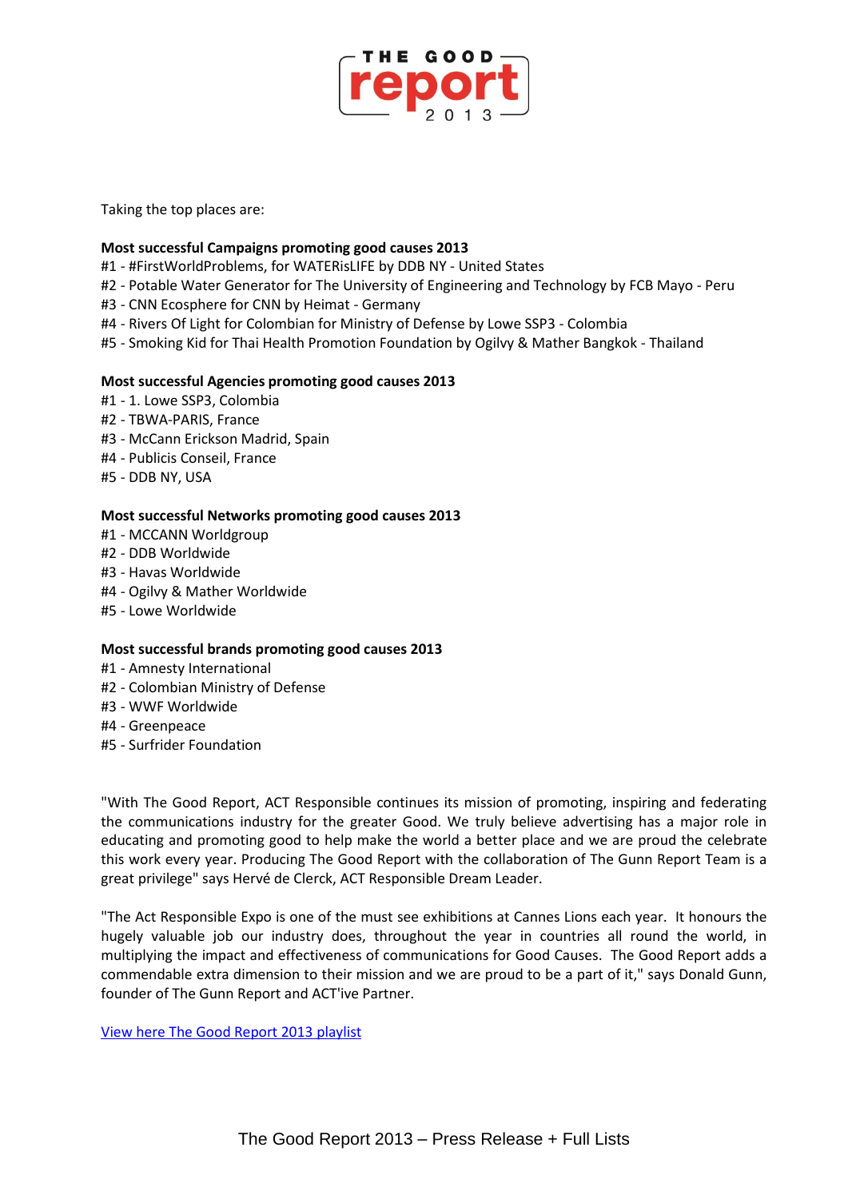Taking the top places are:

**Most successful Campaigns promoting good causes 2013**

#1 - #FirstWorldProblems, for WATERisLIFE by DDB NY - United States
#2 - Potable Water Generator for The University of Engineering and Technology by FCB Mayo - Peru
#3 - CNN Ecosphere for CNN by Heimat - Germany
#4 - Rivers Of Light for Colombian for Ministry of Defense by Lowe SSP3 - Colombia
#5 - Smoking Kid for Thai Health Promotion Foundation by Ogilvy & Mather Bangkok - Thailand

**Most successful Agencies promoting good causes 2013**

#1 - 1. Lowe SSP3, Colombia
#2 - TBWA-PARIS, France
#3 - McCann Erickson Madrid, Spain
#4 - Publicis Conseil, France
#5 - DDB NY, USA

**Most successful Networks promoting good causes 2013**

#1 - MCCANN Worldgroup
#2 - DDB Worldwide
#3 - Havas Worldwide
#4 - Ogilvy & Mather Worldwide
#5 - Lowe Worldwide

**Most successful brands promoting good causes 2013**

#1 - Amnesty International
#2 - Colombian Ministry of Defense
#3 - WWF Worldwide
#4 - Greenpeace
#5 - Surfrider Foundation

"With The Good Report, ACT Responsible continues its mission of promoting, inspiring and federating the communications industry for the greater Good. We truly believe advertising has a major role in educating and promoting good to help make the world a better place and we are proud the celebrate this work every year. Producing The Good Report with the collaboration of The Gunn Report Team is a great privilege" says Hervé de Clerck, ACT Responsible Dream Leader.

"The Act Responsible Expo is one of the must see exhibitions at Cannes Lions each year. It honours the hugely valuable job our industry does, throughout the year in countries all round the world, in multiplying the impact and effectiveness of communications for Good Causes. The Good Report adds a commendable extra dimension to their mission and we are proud to be a part of it," says Donald Gunn, founder of The Gunn Report and ACT'ive Partner.

View here The Good Report 2013 playlist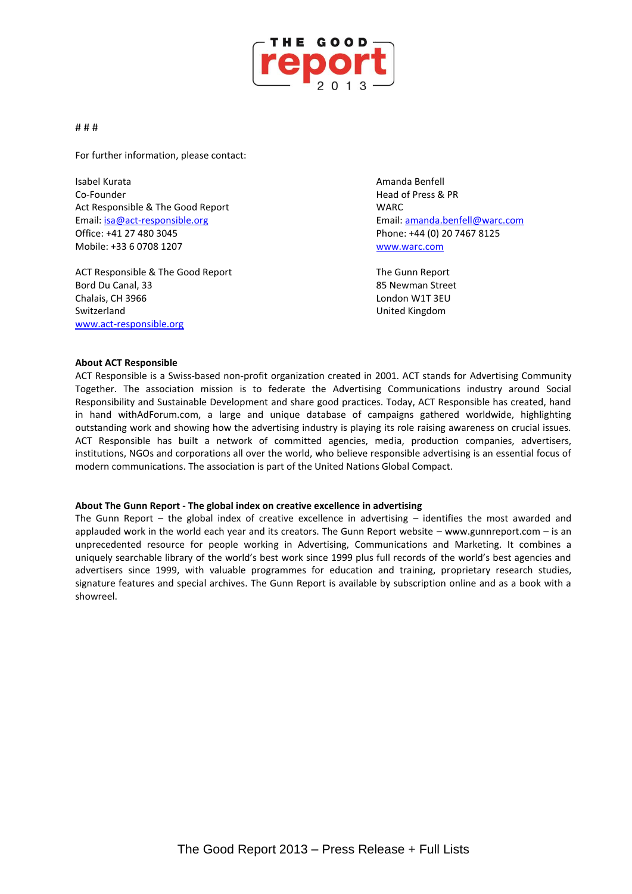# # #

For further information, please contact:

Isabel Kurata
Co-Founder
Act Responsible & The Good Report
Email: isa@act-responsible.org
Office: +41 27 480 3045
Mobile: +33 6 0708 1207

ACT Responsible & The Good Report
Bord Du Canal, 33
Chalais, CH 3966
Switzerland
www.act-responsible.org

Amanda Benfell
Head of Press & PR
WARC
Email: amanda.benfell@warc.com
Phone: +44 (0) 20 7467 8125
www.warc.com

The Gunn Report
85 Newman Street
London W1T 3EU
United Kingdom

**About ACT Responsible**

ACT Responsible is a Swiss-based non-profit organization created in 2001. ACT stands for Advertising Community Together. The association mission is to federate the Advertising Communications industry around Social Responsibility and Sustainable Development and share good practices. Today, ACT Responsible has created, hand in hand withAdForum.com, a large and unique database of campaigns gathered worldwide, highlighting outstanding work and showing how the advertising industry is playing its role raising awareness on crucial issues. ACT Responsible has built a network of committed agencies, media, production companies, advertisers, institutions, NGOs and corporations all over the world, who believe responsible advertising is an essential focus of modern communications. The association is part of the United Nations Global Compact.

**About The Gunn Report - The global index on creative excellence in advertising**

The Gunn Report – the global index of creative excellence in advertising – identifies the most awarded and applauded work in the world each year and its creators. The Gunn Report website – www.gunnreport.com – is an unprecedented resource for people working in Advertising, Communications and Marketing. It combines a uniquely searchable library of the world's best work since 1999 plus full records of the world's best agencies and advertisers since 1999, with valuable programmes for education and training, proprietary research studies, signature features and special archives. The Gunn Report is available by subscription online and as a book with a showreel.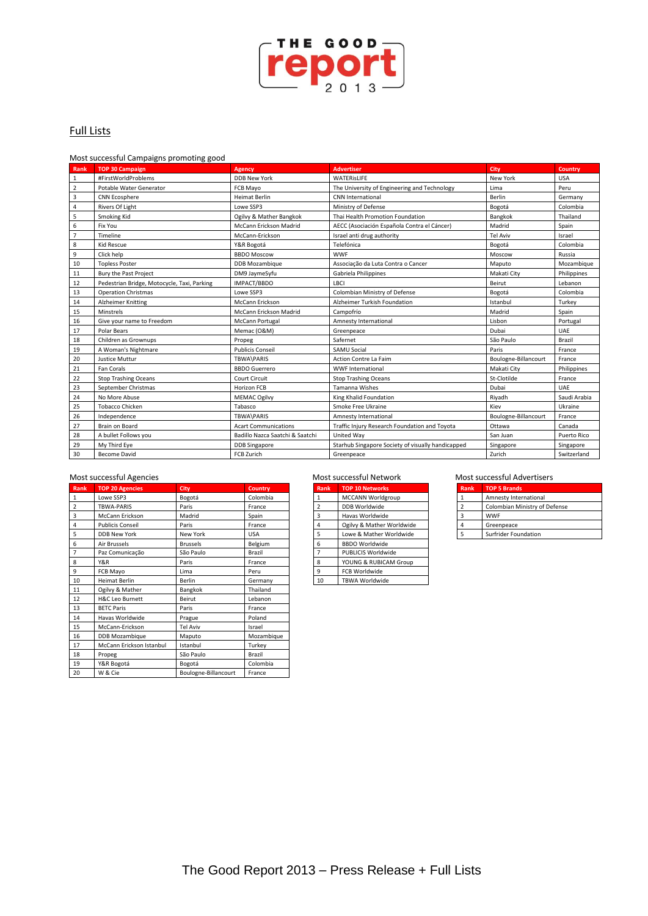# THE GOOD report 2013

## Full Lists

Most successful Campaigns promoting good

| Rank | TOP 30 Campaign | Agency | Advertiser | City | Country |
|---|---|---|---|---|---|
| 1 | #FirstWorldProblems | DDB New York | WATERisLIFE | New York | USA |
| 2 | Potable Water Generator | FCB Mayo | The University of Engineering and Technology | Lima | Peru |
| 3 | CNN Ecosphere | Heimat Berlin | CNN International | Berlin | Germany |
| 4 | Rivers Of Light | Lowe SSP3 | Ministry of Defense | Bogotá | Colombia |
| 5 | Smoking Kid | Ogilvy & Mather Bangkok | Thai Health Promotion Foundation | Bangkok | Thailand |
| 6 | Fix You | McCann Erickson Madrid | AECC (Asociación Española Contra el Cáncer) | Madrid | Spain |
| 7 | Timeline | McCann-Erickson | Israel anti drug authority | Tel Aviv | Israel |
| 8 | Kid Rescue | Y&R Bogotá | Telefónica | Bogotá | Colombia |
| 9 | Click help | BBDO Moscow | WWF | Moscow | Russia |
| 10 | Topless Poster | DDB Mozambique | Associação da Luta Contra o Cancer | Maputo | Mozambique |
| 11 | Bury the Past Project | DM9 JaymeSyfu | Gabriela Philippines | Makati City | Philippines |
| 12 | Pedestrian Bridge, Motocycle, Taxi, Parking | IMPACT/BBDO | LBCI | Beirut | Lebanon |
| 13 | Operation Christmas | Lowe SSP3 | Colombian Ministry of Defense | Bogotá | Colombia |
| 14 | Alzheimer Knitting | McCann Erickson | Alzheimer Turkish Foundation | Istanbul | Turkey |
| 15 | Minstrels | McCann Erickson Madrid | Campofrío | Madrid | Spain |
| 16 | Give your name to Freedom | McCann Portugal | Amnesty International | Lisbon | Portugal |
| 17 | Polar Bears | Memac (O&M) | Greenpeace | Dubai | UAE |
| 18 | Children as Grownups | Propeg | Safernet | São Paulo | Brazil |
| 19 | A Woman's Nightmare | Publicis Conseil | SAMU Social | Paris | France |
| 20 | Justice Muttur | TBWA\PARIS | Action Contre La Faim | Boulogne-Billancourt | France |
| 21 | Fan Corals | BBDO Guerrero | WWF International | Makati City | Philippines |
| 22 | Stop Trashing Oceans | Court Circuit | Stop Trashing Oceans | St-Clotilde | France |
| 23 | September Christmas | Horizon FCB | Tamanna Wishes | Dubai | UAE |
| 24 | No More Abuse | MEMAC Ogilvy | King Khalid Foundation | Riyadh | Saudi Arabia |
| 25 | Tobacco Chicken | Tabasco | Smoke Free Ukraine | Kiev | Ukraine |
| 26 | Independence | TBWA\PARIS | Amnesty International | Boulogne-Billancourt | France |
| 27 | Brain on Board | Acart Communications | Traffic Injury Research Foundation and Toyota | Ottawa | Canada |
| 28 | A bullet Follows you | Badillo Nazca Saatchi & Saatchi | United Way | San Juan | Puerto Rico |
| 29 | My Third Eye | DDB Singapore | Starhub Singapore Society of visually handicapped | Singapore | Singapore |
| 30 | Become David | FCB Zurich | Greenpeace | Zurich | Switzerland |

Most successful Agencies

| Rank | TOP 20 Agencies | City | Country |
|---|---|---|---|
| 1 | Lowe SSP3 | Bogotá | Colombia |
| 2 | TBWA-PARIS | Paris | France |
| 3 | McCann Erickson | Madrid | Spain |
| 4 | Publicis Conseil | Paris | France |
| 5 | DDB New York | New York | USA |
| 6 | Air Brussels | Brussels | Belgium |
| 7 | Paz Comunicação | São Paulo | Brazil |
| 8 | Y&R | Paris | France |
| 9 | FCB Mayo | Lima | Peru |
| 10 | Heimat Berlin | Berlin | Germany |
| 11 | Ogilvy & Mather | Bangkok | Thailand |
| 12 | H&C Leo Burnett | Beirut | Lebanon |
| 13 | BETC Paris | Paris | France |
| 14 | Havas Worldwide | Prague | Poland |
| 15 | McCann-Erickson | Tel Aviv | Israel |
| 16 | DDB Mozambique | Maputo | Mozambique |
| 17 | McCann Erickson Istanbul | Istanbul | Turkey |
| 18 | Propeg | São Paulo | Brazil |
| 19 | Y&R Bogotá | Bogotá | Colombia |
| 20 | W & Cie | Boulogne-Billancourt | France |

Most successful Network

| Rank | TOP 10 Networks |
|---|---|
| 1 | MCCANN Worldgroup |
| 2 | DDB Worldwide |
| 3 | Havas Worldwide |
| 4 | Ogilvy & Mather Worldwide |
| 5 | Lowe & Mather Worldwide |
| 6 | BBDO Worldwide |
| 7 | PUBLICIS Worldwide |
| 8 | YOUNG & RUBICAM Group |
| 9 | FCB Worldwide |
| 10 | TBWA Worldwide |

Most successful Advertisers

| Rank | TOP 5 Brands |
|---|---|
| 1 | Amnesty International |
| 2 | Colombian Ministry of Defense |
| 3 | WWF |
| 4 | Greenpeace |
| 5 | Surfrider Foundation |

The Good Report 2013 – Press Release + Full Lists